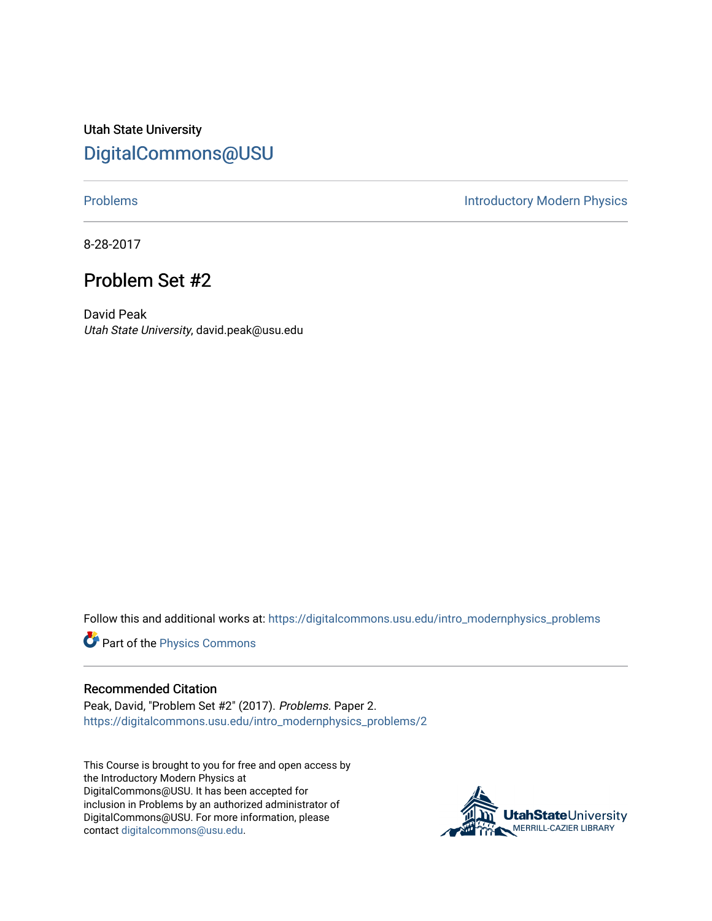Utah State University

# DigitalCommons@USU

Problems | Introductory Modern Physics

8-28-2017

## Problem Set #2

David Peak
*Utah State University*, david.peak@usu.edu

Follow this and additional works at: https://digitalcommons.usu.edu/intro_modernphysics_problems

Part of the Physics Commons

### Recommended Citation

Peak, David, "Problem Set #2" (2017). *Problems.* Paper 2.
https://digitalcommons.usu.edu/intro_modernphysics_problems/2

This Course is brought to you for free and open access by the Introductory Modern Physics at DigitalCommons@USU. It has been accepted for inclusion in Problems by an authorized administrator of DigitalCommons@USU. For more information, please contact digitalcommons@usu.edu.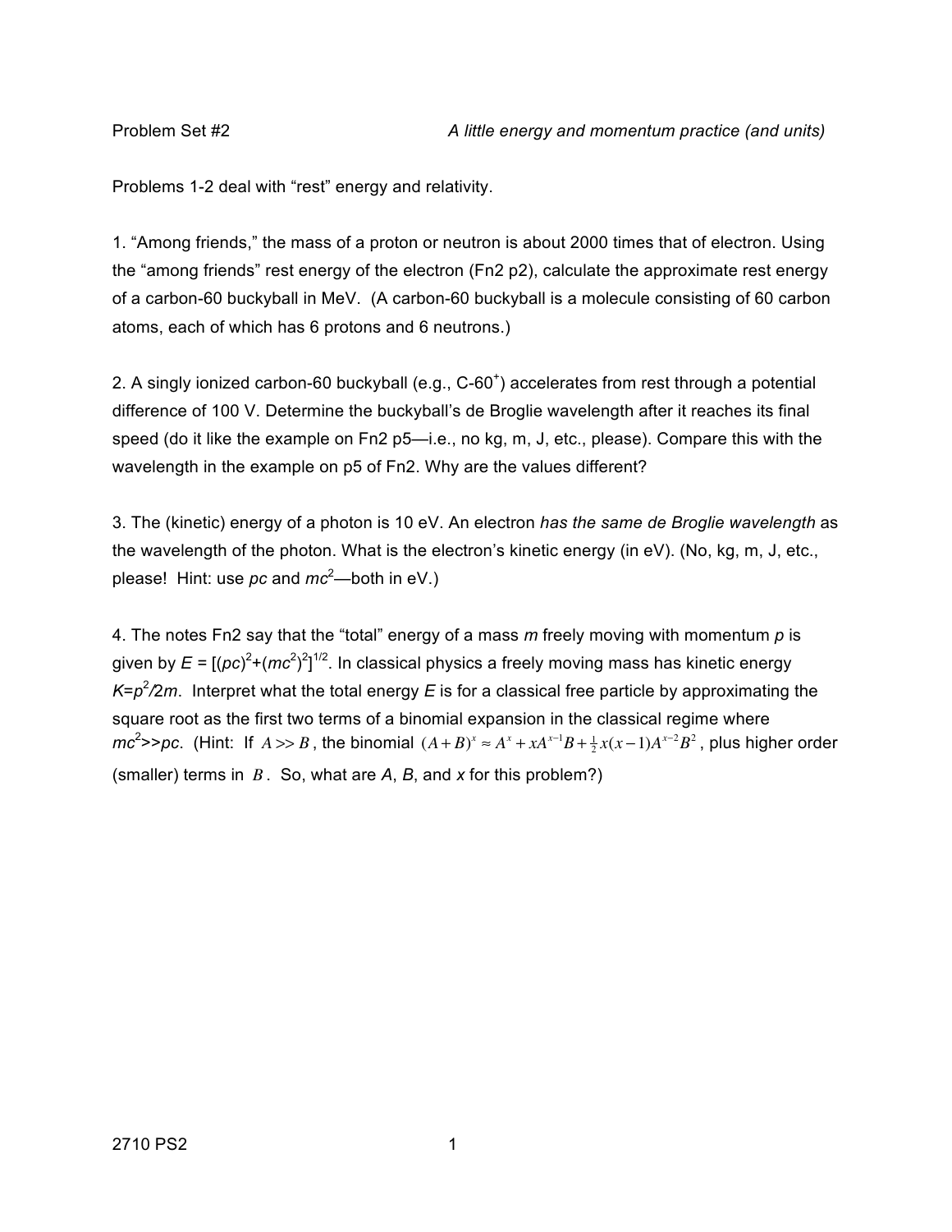Problem Set #2 *A little energy and momentum practice (and units)*

Problems 1-2 deal with "rest" energy and relativity.

1. "Among friends," the mass of a proton or neutron is about 2000 times that of electron. Using the "among friends" rest energy of the electron (Fn2 p2), calculate the approximate rest energy of a carbon-60 buckyball in MeV. (A carbon-60 buckyball is a molecule consisting of 60 carbon atoms, each of which has 6 protons and 6 neutrons.)

2. A singly ionized carbon-60 buckyball (e.g., C-60$^+$) accelerates from rest through a potential difference of 100 V. Determine the buckyball's de Broglie wavelength after it reaches its final speed (do it like the example on Fn2 p5—i.e., no kg, m, J, etc., please). Compare this with the wavelength in the example on p5 of Fn2. Why are the values different?

3. The (kinetic) energy of a photon is 10 eV. An electron *has the same de Broglie wavelength* as the wavelength of the photon. What is the electron's kinetic energy (in eV). (No, kg, m, J, etc., please! Hint: use $pc$ and $mc^2$—both in eV.)

4. The notes Fn2 say that the "total" energy of a mass $m$ freely moving with momentum $p$ is given by $E = [(pc)^2+(mc^2)^2]^{1/2}$. In classical physics a freely moving mass has kinetic energy $K=p^2/2m$. Interpret what the total energy $E$ is for a classical free particle by approximating the square root as the first two terms of a binomial expansion in the classical regime where $mc^2 >> pc$. (Hint: If $A >> B$, the binomial $(A+B)^x \approx A^x + xA^{x-1}B + \frac{1}{2}x(x-1)A^{x-2}B^2$, plus higher order (smaller) terms in $B$. So, what are $A$, $B$, and $x$ for this problem?)